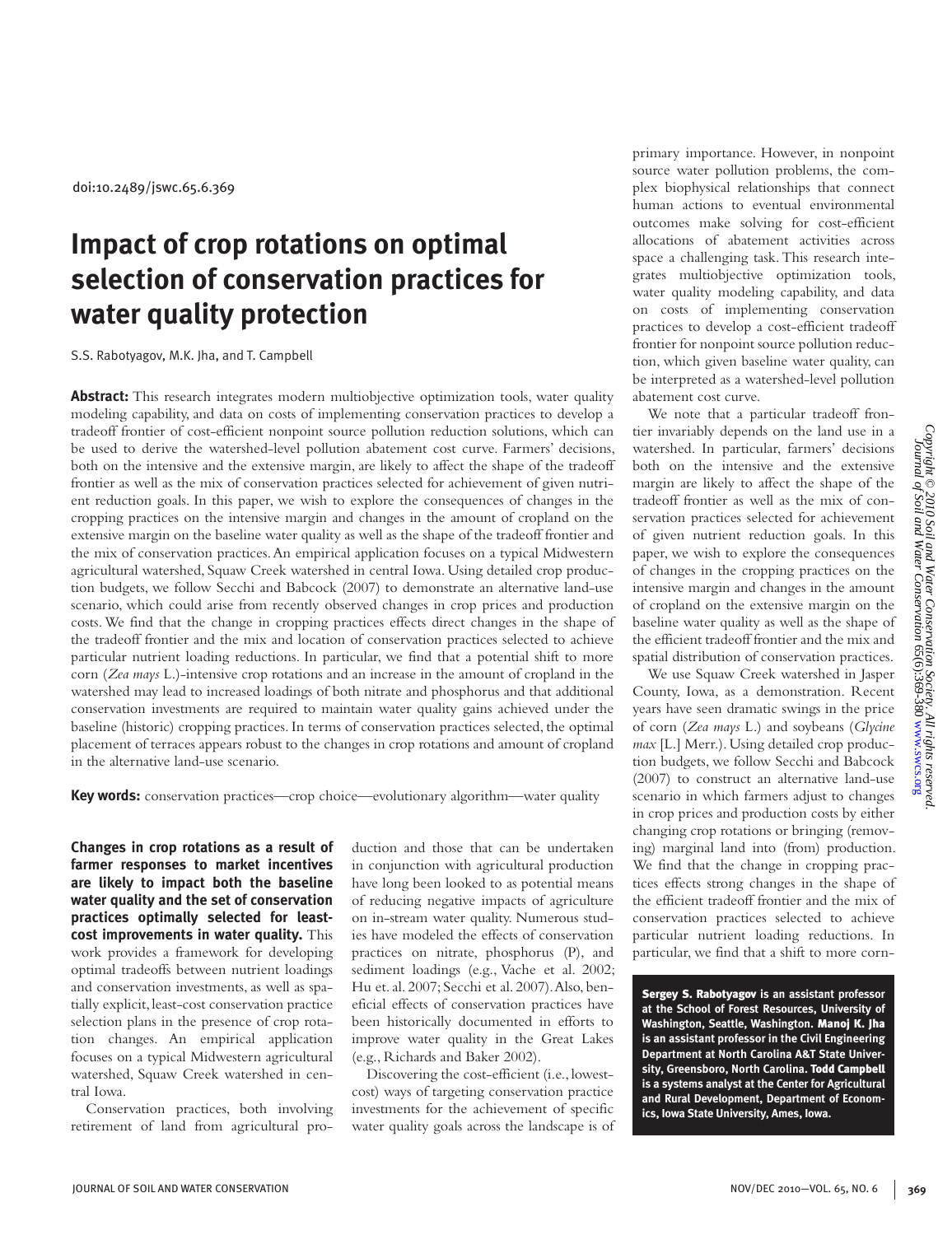doi:10.2489/jswc.65.6.369

# Impact of crop rotations on optimal selection of conservation practices for water quality protection

S.S. Rabotyagov, M.K. Jha, and T. Campbell

**Abstract:** This research integrates modern multiobjective optimization tools, water quality modeling capability, and data on costs of implementing conservation practices to develop a tradeoff frontier of cost-efficient nonpoint source pollution reduction solutions, which can be used to derive the watershed-level pollution abatement cost curve. Farmers' decisions, both on the intensive and the extensive margin, are likely to affect the shape of the tradeoff frontier as well as the mix of conservation practices selected for achievement of given nutrient reduction goals. In this paper, we wish to explore the consequences of changes in the cropping practices on the intensive margin and changes in the amount of cropland on the extensive margin on the baseline water quality as well as the shape of the tradeoff frontier and the mix of conservation practices. An empirical application focuses on a typical Midwestern agricultural watershed, Squaw Creek watershed in central Iowa. Using detailed crop production budgets, we follow Secchi and Babcock (2007) to demonstrate an alternative land-use scenario, which could arise from recently observed changes in crop prices and production costs. We find that the change in cropping practices effects direct changes in the shape of the tradeoff frontier and the mix and location of conservation practices selected to achieve particular nutrient loading reductions. In particular, we find that a potential shift to more corn (*Zea mays* L.)-intensive crop rotations and an increase in the amount of cropland in the watershed may lead to increased loadings of both nitrate and phosphorus and that additional conservation investments are required to maintain water quality gains achieved under the baseline (historic) cropping practices. In terms of conservation practices selected, the optimal placement of terraces appears robust to the changes in crop rotations and amount of cropland in the alternative land-use scenario.

**Key words:** conservation practices—crop choice—evolutionary algorithm—water quality

**Changes in crop rotations as a result of farmer responses to market incentives are likely to impact both the baseline water quality and the set of conservation practices optimally selected for least-cost improvements in water quality.** This work provides a framework for developing optimal tradeoffs between nutrient loadings and conservation investments, as well as spatially explicit, least-cost conservation practice selection plans in the presence of crop rotation changes. An empirical application focuses on a typical Midwestern agricultural watershed, Squaw Creek watershed in central Iowa.

Conservation practices, both involving retirement of land from agricultural production and those that can be undertaken in conjunction with agricultural production have long been looked to as potential means of reducing negative impacts of agriculture on in-stream water quality. Numerous studies have modeled the effects of conservation practices on nitrate, phosphorus (P), and sediment loadings (e.g., Vache et al. 2002; Hu et. al. 2007; Secchi et al. 2007). Also, beneficial effects of conservation practices have been historically documented in efforts to improve water quality in the Great Lakes (e.g., Richards and Baker 2002).

Discovering the cost-efficient (i.e., lowest-cost) ways of targeting conservation practice investments for the achievement of specific water quality goals across the landscape is of primary importance. However, in nonpoint source water pollution problems, the complex biophysical relationships that connect human actions to eventual environmental outcomes make solving for cost-efficient allocations of abatement activities across space a challenging task. This research integrates multiobjective optimization tools, water quality modeling capability, and data on costs of implementing conservation practices to develop a cost-efficient tradeoff frontier for nonpoint source pollution reduction, which given baseline water quality, can be interpreted as a watershed-level pollution abatement cost curve.

We note that a particular tradeoff frontier invariably depends on the land use in a watershed. In particular, farmers' decisions both on the intensive and the extensive margin are likely to affect the shape of the tradeoff frontier as well as the mix of conservation practices selected for achievement of given nutrient reduction goals. In this paper, we wish to explore the consequences of changes in the cropping practices on the intensive margin and changes in the amount of cropland on the extensive margin on the baseline water quality as well as the shape of the efficient tradeoff frontier and the mix and spatial distribution of conservation practices.

We use Squaw Creek watershed in Jasper County, Iowa, as a demonstration. Recent years have seen dramatic swings in the price of corn (*Zea mays* L.) and soybeans (*Glycine max* [L.] Merr.). Using detailed crop production budgets, we follow Secchi and Babcock (2007) to construct an alternative land-use scenario in which farmers adjust to changes in crop prices and production costs by either changing crop rotations or bringing (removing) marginal land into (from) production. We find that the change in cropping practices effects strong changes in the shape of the efficient tradeoff frontier and the mix of conservation practices selected to achieve particular nutrient loading reductions. In particular, we find that a shift to more corn-

**Sergey S. Rabotyagov is an assistant professor at the School of Forest Resources, University of Washington, Seattle, Washington. Manoj K. Jha is an assistant professor in the Civil Engineering Department at North Carolina A&T State University, Greensboro, North Carolina. Todd Campbell is a systems analyst at the Center for Agricultural and Rural Development, Department of Economics, Iowa State University, Ames, Iowa.**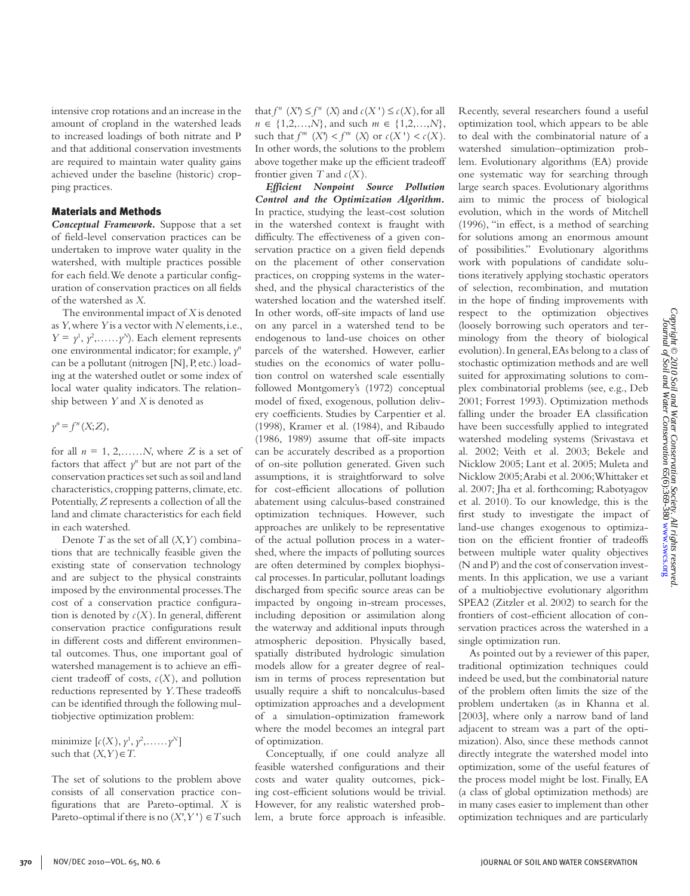intensive crop rotations and an increase in the amount of cropland in the watershed leads to increased loadings of both nitrate and P and that additional conservation investments are required to maintain water quality gains achieved under the baseline (historic) cropping practices.

## Materials and Methods

***Conceptual Framework.*** Suppose that a set of field-level conservation practices can be undertaken to improve water quality in the watershed, with multiple practices possible for each field. We denote a particular configuration of conservation practices on all fields of the watershed as $X$.

The environmental impact of $X$ is denoted as $Y$, where $Y$ is a vector with $N$ elements, i.e., $Y = y^1, y^2, \ldots\ldots y^N$). Each element represents one environmental indicator; for example, $y^n$ can be a pollutant (nitrogen [N], P, etc.) loading at the watershed outlet or some index of local water quality indicators. The relationship between $Y$ and $X$ is denoted as

$$y^n = f^n(X;Z),$$

for all $n = 1, 2, \ldots\ldots N$, where $Z$ is a set of factors that affect $y^n$ but are not part of the conservation practices set such as soil and land characteristics, cropping patterns, climate, etc. Potentially, $Z$ represents a collection of all the land and climate characteristics for each field in each watershed.

Denote $T$ as the set of all $(X, Y)$ combinations that are technically feasible given the existing state of conservation technology and are subject to the physical constraints imposed by the environmental processes. The cost of a conservation practice configuration is denoted by $c(X)$. In general, different conservation practice configurations result in different costs and different environmental outcomes. Thus, one important goal of watershed management is to achieve an efficient tradeoff of costs, $c(X)$, and pollution reductions represented by $Y$. These tradeoffs can be identified through the following multiobjective optimization problem:

$$\text{minimize } [c(X), y^1, y^2, \ldots\ldots y^N]$$
$$\text{such that } (X, Y) \in T.$$

The set of solutions to the problem above consists of all conservation practice configurations that are Pareto-optimal. $X$ is Pareto-optimal if there is no $(X', Y') \in T$ such that $f^n(X') \leq f^n(X)$ and $c(X') \leq c(X)$, for all $n \in \{1,2,\ldots,N\}$, and such $m \in \{1,2,\ldots,N\}$, such that $f^m(X') < f^m(X)$ or $c(X') < c(X)$. In other words, the solutions to the problem above together make up the efficient tradeoff frontier given $T$ and $c(X)$.

***Efficient Nonpoint Source Pollution Control and the Optimization Algorithm.*** In practice, studying the least-cost solution in the watershed context is fraught with difficulty. The effectiveness of a given conservation practice on a given field depends on the placement of other conservation practices, on cropping systems in the watershed, and the physical characteristics of the watershed location and the watershed itself. In other words, off-site impacts of land use on any parcel in a watershed tend to be endogenous to land-use choices on other parcels of the watershed. However, earlier studies on the economics of water pollution control on watershed scale essentially followed Montgomery's (1972) conceptual model of fixed, exogenous, pollution delivery coefficients. Studies by Carpentier et al. (1998), Kramer et al. (1984), and Ribaudo (1986, 1989) assume that off-site impacts can be accurately described as a proportion of on-site pollution generated. Given such assumptions, it is straightforward to solve for cost-efficient allocations of pollution abatement using calculus-based constrained optimization techniques. However, such approaches are unlikely to be representative of the actual pollution process in a watershed, where the impacts of polluting sources are often determined by complex biophysical processes. In particular, pollutant loadings discharged from specific source areas can be impacted by ongoing in-stream processes, including deposition or assimilation along the waterway and additional inputs through atmospheric deposition. Physically based, spatially distributed hydrologic simulation models allow for a greater degree of realism in terms of process representation but usually require a shift to noncalculus-based optimization approaches and a development of a simulation-optimization framework where the model becomes an integral part of optimization.

Conceptually, if one could analyze all feasible watershed configurations and their costs and water quality outcomes, picking cost-efficient solutions would be trivial. However, for any realistic watershed problem, a brute force approach is infeasible. Recently, several researchers found a useful optimization tool, which appears to be able to deal with the combinatorial nature of a watershed simulation–optimization problem. Evolutionary algorithms (EA) provide one systematic way for searching through large search spaces. Evolutionary algorithms aim to mimic the process of biological evolution, which in the words of Mitchell (1996), "in effect, is a method of searching for solutions among an enormous amount of possibilities." Evolutionary algorithms work with populations of candidate solutions iteratively applying stochastic operators of selection, recombination, and mutation in the hope of finding improvements with respect to the optimization objectives (loosely borrowing such operators and terminology from the theory of biological evolution). In general, EAs belong to a class of stochastic optimization methods and are well suited for approximating solutions to complex combinatorial problems (see, e.g., Deb 2001; Forrest 1993). Optimization methods falling under the broader EA classification have been successfully applied to integrated watershed modeling systems (Srivastava et al. 2002; Veith et al. 2003; Bekele and Nicklow 2005; Lant et al. 2005; Muleta and Nicklow 2005; Arabi et al. 2006; Whittaker et al. 2007; Jha et al. forthcoming; Rabotyagov et al. 2010). To our knowledge, this is the first study to investigate the impact of land-use changes exogenous to optimization on the efficient frontier of tradeoffs between multiple water quality objectives (N and P) and the cost of conservation investments. In this application, we use a variant of a multiobjective evolutionary algorithm SPEA2 (Zitzler et al. 2002) to search for the frontiers of cost-efficient allocation of conservation practices across the watershed in a single optimization run.

As pointed out by a reviewer of this paper, traditional optimization techniques could indeed be used, but the combinatorial nature of the problem often limits the size of the problem undertaken (as in Khanna et al. [2003], where only a narrow band of land adjacent to stream was a part of the optimization). Also, since these methods cannot directly integrate the watershed model into optimization, some of the useful features of the process model might be lost. Finally, EA (a class of global optimization methods) are in many cases easier to implement than other optimization techniques and are particularly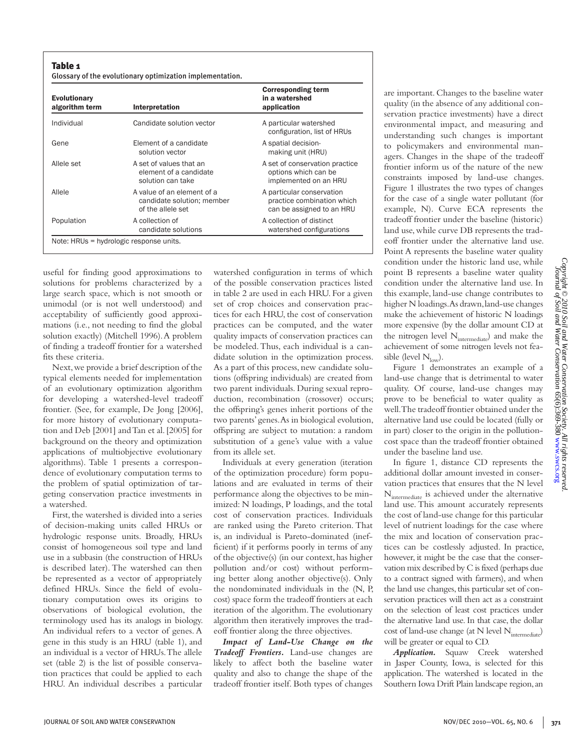**Table 1**
Glossary of the evolutionary optimization implementation.

| Evolutionary algorithm term | Interpretation | Corresponding term in a watershed application |
|---|---|---|
| Individual | Candidate solution vector | A particular watershed configuration, list of HRUs |
| Gene | Element of a candidate solution vector | A spatial decision-making unit (HRU) |
| Allele set | A set of values that an element of a candidate solution can take | A set of conservation practice options which can be implemented on an HRU |
| Allele | A value of an element of a candidate solution; member of the allele set | A particular conservation practice combination which can be assigned to an HRU |
| Population | A collection of candidate solutions | A collection of distinct watershed configurations |

Note: HRUs = hydrologic response units.

useful for finding good approximations to solutions for problems characterized by a large search space, which is not smooth or unimodal (or is not well understood) and acceptability of sufficiently good approximations (i.e., not needing to find the global solution exactly) (Mitchell 1996). A problem of finding a tradeoff frontier for a watershed fits these criteria.

Next, we provide a brief description of the typical elements needed for implementation of an evolutionary optimization algorithm for developing a watershed-level tradeoff frontier. (See, for example, De Jong [2006], for more history of evolutionary computation and Deb [2001] and Tan et al. [2005] for background on the theory and optimization applications of multiobjective evolutionary algorithms). Table 1 presents a correspondence of evolutionary computation terms to the problem of spatial optimization of targeting conservation practice investments in a watershed.

First, the watershed is divided into a series of decision-making units called HRUs or hydrologic response units. Broadly, HRUs consist of homogeneous soil type and land use in a subbasin (the construction of HRUs is described later). The watershed can then be represented as a vector of appropriately defined HRUs. Since the field of evolutionary computation owes its origins to observations of biological evolution, the terminology used has its analogs in biology. An individual refers to a vector of genes. A gene in this study is an HRU (table 1), and an individual is a vector of HRUs. The allele set (table 2) is the list of possible conservation practices that could be applied to each HRU. An individual describes a particular watershed configuration in terms of which of the possible conservation practices listed in table 2 are used in each HRU. For a given set of crop choices and conservation practices for each HRU, the cost of conservation practices can be computed, and the water quality impacts of conservation practices can be modeled. Thus, each individual is a candidate solution in the optimization process. As a part of this process, new candidate solutions (offspring individuals) are created from two parent individuals. During sexual reproduction, recombination (crossover) occurs; the offspring's genes inherit portions of the two parents' genes. As in biological evolution, offspring are subject to mutation: a random substitution of a gene's value with a value from its allele set.

Individuals at every generation (iteration of the optimization procedure) form populations and are evaluated in terms of their performance along the objectives to be minimized: N loadings, P loadings, and the total cost of conservation practices. Individuals are ranked using the Pareto criterion. That is, an individual is Pareto-dominated (inefficient) if it performs poorly in terms of any of the objective(s) (in our context, has higher pollution and/or cost) without performing better along another objective(s). Only the nondominated individuals in the (N, P, cost) space form the tradeoff frontiers at each iteration of the algorithm. The evolutionary algorithm then iteratively improves the tradeoff frontier along the three objectives.

***Impact of Land-Use Change on the Tradeoff Frontiers.*** Land-use changes are likely to affect both the baseline water quality and also to change the shape of the tradeoff frontier itself. Both types of changes are important. Changes to the baseline water quality (in the absence of any additional conservation practice investments) have a direct environmental impact, and measuring and understanding such changes is important to policymakers and environmental managers. Changes in the shape of the tradeoff frontier inform us of the nature of the new constraints imposed by land-use changes. Figure 1 illustrates the two types of changes for the case of a single water pollutant (for example, N). Curve ECA represents the tradeoff frontier under the baseline (historic) land use, while curve DB represents the tradeoff frontier under the alternative land use. Point A represents the baseline water quality condition under the historic land use, while point B represents a baseline water quality condition under the alternative land use. In this example, land-use change contributes to higher N loadings. As drawn, land-use changes make the achievement of historic N loadings more expensive (by the dollar amount CD at the nitrogen level $N_{intermediate}$) and make the achievement of some nitrogen levels not feasible (level $N_{low}$).

Figure 1 demonstrates an example of a land-use change that is detrimental to water quality. Of course, land-use changes may prove to be beneficial to water quality as well. The tradeoff frontier obtained under the alternative land use could be located (fully or in part) closer to the origin in the pollution-cost space than the tradeoff frontier obtained under the baseline land use.

In figure 1, distance CD represents the additional dollar amount invested in conservation practices that ensures that the N level $N_{intermediate}$ is achieved under the alternative land use. This amount accurately represents the cost of land-use change for this particular level of nutrient loadings for the case where the mix and location of conservation practices can be costlessly adjusted. In practice, however, it might be the case that the conservation mix described by C is fixed (perhaps due to a contract signed with farmers), and when the land use changes, this particular set of conservation practices will then act as a constraint on the selection of least cost practices under the alternative land use. In that case, the dollar cost of land-use change (at N level $N_{intermediate}$) will be greater or equal to CD.

***Application.*** Squaw Creek watershed in Jasper County, Iowa, is selected for this application. The watershed is located in the Southern Iowa Drift Plain landscape region, an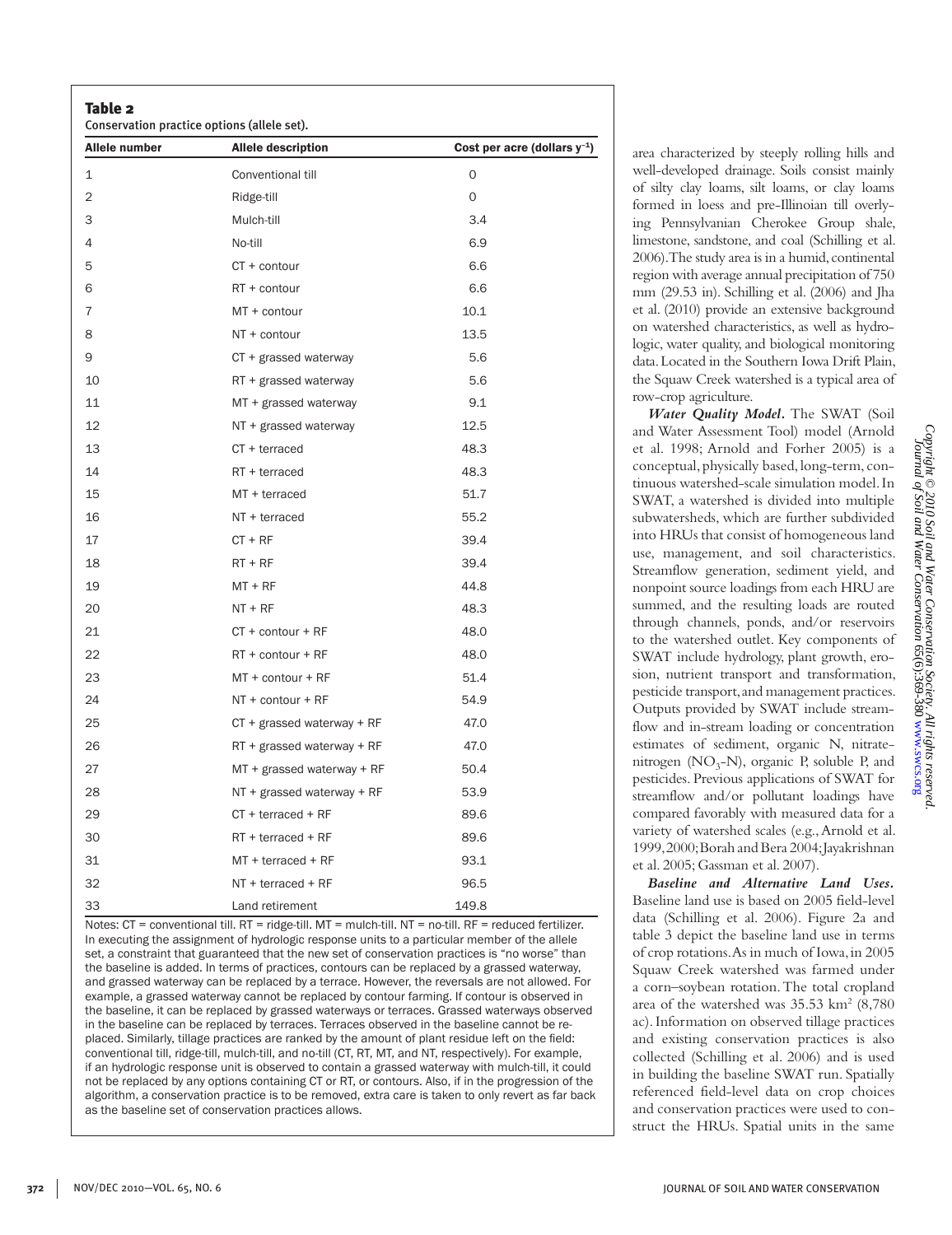**Table 2**

Conservation practice options (allele set).

| Allele number | Allele description | Cost per acre (dollars $y^{-1}$) |
|---|---|---|
| 1 | Conventional till | 0 |
| 2 | Ridge-till | 0 |
| 3 | Mulch-till | 3.4 |
| 4 | No-till | 6.9 |
| 5 | CT + contour | 6.6 |
| 6 | RT + contour | 6.6 |
| 7 | MT + contour | 10.1 |
| 8 | NT + contour | 13.5 |
| 9 | CT + grassed waterway | 5.6 |
| 10 | RT + grassed waterway | 5.6 |
| 11 | MT + grassed waterway | 9.1 |
| 12 | NT + grassed waterway | 12.5 |
| 13 | CT + terraced | 48.3 |
| 14 | RT + terraced | 48.3 |
| 15 | MT + terraced | 51.7 |
| 16 | NT + terraced | 55.2 |
| 17 | CT + RF | 39.4 |
| 18 | RT + RF | 39.4 |
| 19 | MT + RF | 44.8 |
| 20 | NT + RF | 48.3 |
| 21 | CT + contour + RF | 48.0 |
| 22 | RT + contour + RF | 48.0 |
| 23 | MT + contour + RF | 51.4 |
| 24 | NT + contour + RF | 54.9 |
| 25 | CT + grassed waterway + RF | 47.0 |
| 26 | RT + grassed waterway + RF | 47.0 |
| 27 | MT + grassed waterway + RF | 50.4 |
| 28 | NT + grassed waterway + RF | 53.9 |
| 29 | CT + terraced + RF | 89.6 |
| 30 | RT + terraced + RF | 89.6 |
| 31 | MT + terraced + RF | 93.1 |
| 32 | NT + terraced + RF | 96.5 |
| 33 | Land retirement | 149.8 |

Notes: CT = conventional till. RT = ridge-till. MT = mulch-till. NT = no-till. RF = reduced fertilizer. In executing the assignment of hydrologic response units to a particular member of the allele set, a constraint that guaranteed that the new set of conservation practices is "no worse" than the baseline is added. In terms of practices, contours can be replaced by a grassed waterway, and grassed waterway can be replaced by a terrace. However, the reversals are not allowed. For example, a grassed waterway cannot be replaced by contour farming. If contour is observed in the baseline, it can be replaced by grassed waterways or terraces. Grassed waterways observed in the baseline can be replaced by terraces. Terraces observed in the baseline cannot be replaced. Similarly, tillage practices are ranked by the amount of plant residue left on the field: conventional till, ridge-till, mulch-till, and no-till (CT, RT, MT, and NT, respectively). For example, if an hydrologic response unit is observed to contain a grassed waterway with mulch-till, it could not be replaced by any options containing CT or RT, or contours. Also, if in the progression of the algorithm, a conservation practice is to be removed, extra care is taken to only revert as far back as the baseline set of conservation practices allows.

area characterized by steeply rolling hills and well-developed drainage. Soils consist mainly of silty clay loams, silt loams, or clay loams formed in loess and pre-Illinoian till overlying Pennsylvanian Cherokee Group shale, limestone, sandstone, and coal (Schilling et al. 2006). The study area is in a humid, continental region with average annual precipitation of 750 mm (29.53 in). Schilling et al. (2006) and Jha et al. (2010) provide an extensive background on watershed characteristics, as well as hydrologic, water quality, and biological monitoring data. Located in the Southern Iowa Drift Plain, the Squaw Creek watershed is a typical area of row-crop agriculture.

***Water Quality Model.*** The SWAT (Soil and Water Assessment Tool) model (Arnold et al. 1998; Arnold and Forher 2005) is a conceptual, physically based, long-term, continuous watershed-scale simulation model. In SWAT, a watershed is divided into multiple subwatersheds, which are further subdivided into HRUs that consist of homogeneous land use, management, and soil characteristics. Streamflow generation, sediment yield, and nonpoint source loadings from each HRU are summed, and the resulting loads are routed through channels, ponds, and/or reservoirs to the watershed outlet. Key components of SWAT include hydrology, plant growth, erosion, nutrient transport and transformation, pesticide transport, and management practices. Outputs provided by SWAT include streamflow and in-stream loading or concentration estimates of sediment, organic N, nitrate-nitrogen ($NO_3$-N), organic P, soluble P, and pesticides. Previous applications of SWAT for streamflow and/or pollutant loadings have compared favorably with measured data for a variety of watershed scales (e.g., Arnold et al. 1999, 2000; Borah and Bera 2004; Jayakrishnan et al. 2005; Gassman et al. 2007).

***Baseline and Alternative Land Uses.*** Baseline land use is based on 2005 field-level data (Schilling et al. 2006). Figure 2a and table 3 depict the baseline land use in terms of crop rotations. As in much of Iowa, in 2005 Squaw Creek watershed was farmed under a corn–soybean rotation. The total cropland area of the watershed was 35.53 km$^2$ (8,780 ac). Information on observed tillage practices and existing conservation practices is also collected (Schilling et al. 2006) and is used in building the baseline SWAT run. Spatially referenced field-level data on crop choices and conservation practices were used to construct the HRUs. Spatial units in the same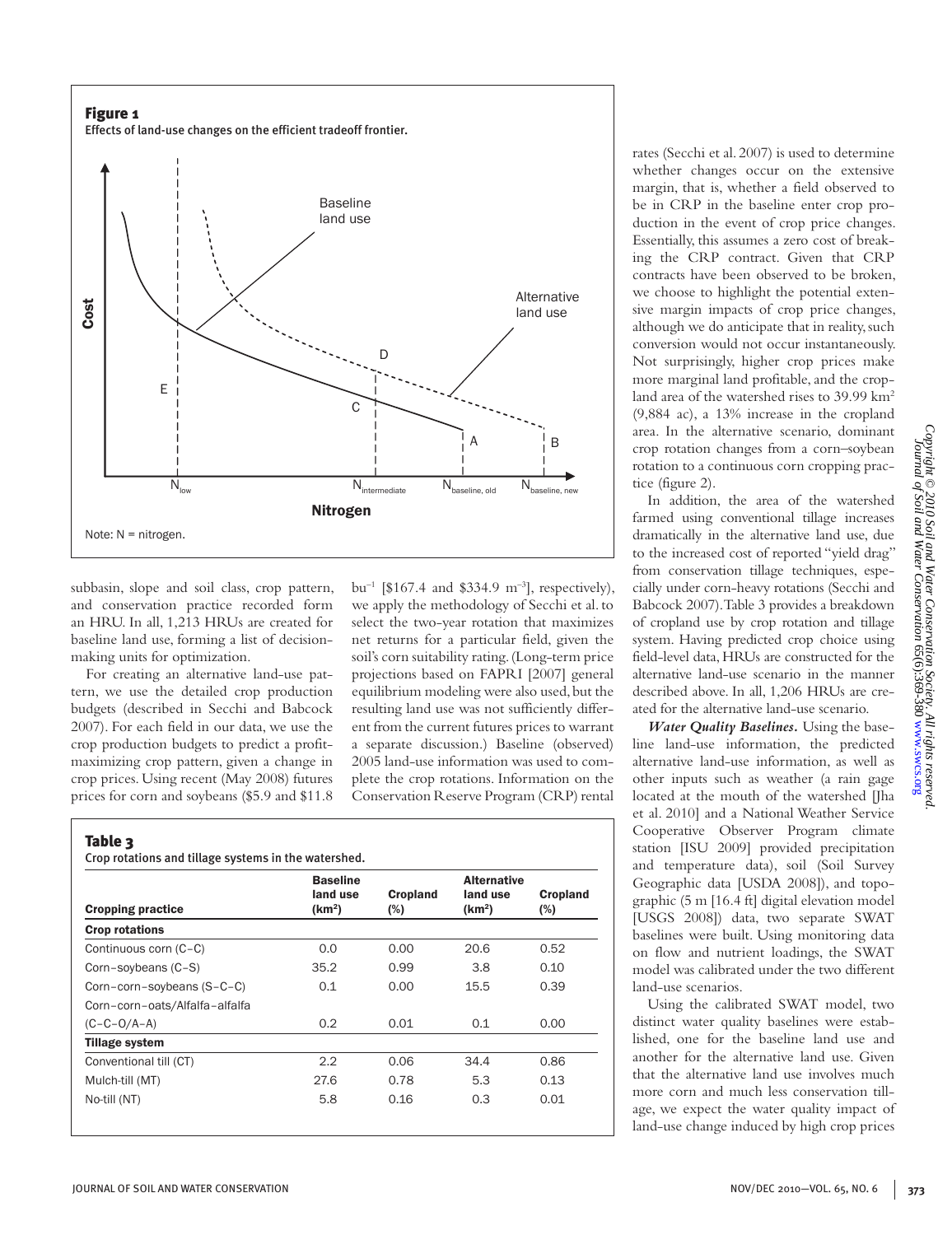**Figure 1**
Effects of land-use changes on the efficient tradeoff frontier.

Note: N = nitrogen.

subbasin, slope and soil class, crop pattern, and conservation practice recorded form an HRU. In all, 1,213 HRUs are created for baseline land use, forming a list of decision-making units for optimization.

For creating an alternative land-use pattern, we use the detailed crop production budgets (described in Secchi and Babcock 2007). For each field in our data, we use the crop production budgets to predict a profit-maximizing crop pattern, given a change in crop prices. Using recent (May 2008) futures prices for corn and soybeans (\$5.9 and \$11.8 bu$^{-1}$ [\$167.4 and \$334.9 m$^{-3}$], respectively), we apply the methodology of Secchi et al. to select the two-year rotation that maximizes net returns for a particular field, given the soil's corn suitability rating. (Long-term price projections based on FAPRI [2007] general equilibrium modeling were also used, but the resulting land use was not sufficiently different from the current futures prices to warrant a separate discussion.) Baseline (observed) 2005 land-use information was used to complete the crop rotations. Information on the Conservation Reserve Program (CRP) rental rates (Secchi et al. 2007) is used to determine whether changes occur on the extensive margin, that is, whether a field observed to be in CRP in the baseline enter crop production in the event of crop price changes. Essentially, this assumes a zero cost of breaking the CRP contract. Given that CRP contracts have been observed to be broken, we choose to highlight the potential extensive margin impacts of crop price changes, although we do anticipate that in reality, such conversion would not occur instantaneously. Not surprisingly, higher crop prices make more marginal land profitable, and the cropland area of the watershed rises to 39.99 km$^2$ (9,884 ac), a 13% increase in the cropland area. In the alternative scenario, dominant crop rotation changes from a corn–soybean rotation to a continuous corn cropping practice (figure 2).

In addition, the area of the watershed farmed using conventional tillage increases dramatically in the alternative land use, due to the increased cost of reported "yield drag" from conservation tillage techniques, especially under corn-heavy rotations (Secchi and Babcock 2007). Table 3 provides a breakdown of cropland use by crop rotation and tillage system. Having predicted crop choice using field-level data, HRUs are constructed for the alternative land-use scenario in the manner described above. In all, 1,206 HRUs are created for the alternative land-use scenario.

***Water Quality Baselines.*** Using the baseline land-use information, the predicted alternative land-use information, as well as other inputs such as weather (a rain gage located at the mouth of the watershed [Jha et al. 2010] and a National Weather Service Cooperative Observer Program climate station [ISU 2009] provided precipitation and temperature data), soil (Soil Survey Geographic data [USDA 2008]), and topographic (5 m [16.4 ft] digital elevation model [USGS 2008]) data, two separate SWAT baselines were built. Using monitoring data on flow and nutrient loadings, the SWAT model was calibrated under the two different land-use scenarios.

Using the calibrated SWAT model, two distinct water quality baselines were established, one for the baseline land use and another for the alternative land use. Given that the alternative land use involves much more corn and much less conservation tillage, we expect the water quality impact of land-use change induced by high crop prices

**Table 3**
Crop rotations and tillage systems in the watershed.

| Cropping practice | Baseline land use (km$^2$) | Cropland (%) | Alternative land use (km$^2$) | Cropland (%) |
|---|---|---|---|---|
| **Crop rotations** | | | | |
| Continuous corn (C–C) | 0.0 | 0.00 | 20.6 | 0.52 |
| Corn–soybeans (C–S) | 35.2 | 0.99 | 3.8 | 0.10 |
| Corn–corn–soybeans (S–C–C) | 0.1 | 0.00 | 15.5 | 0.39 |
| Corn–corn–oats/Alfalfa–alfalfa (C–C–O/A–A) | 0.2 | 0.01 | 0.1 | 0.00 |
| **Tillage system** | | | | |
| Conventional till (CT) | 2.2 | 0.06 | 34.4 | 0.86 |
| Mulch-till (MT) | 27.6 | 0.78 | 5.3 | 0.13 |
| No-till (NT) | 5.8 | 0.16 | 0.3 | 0.01 |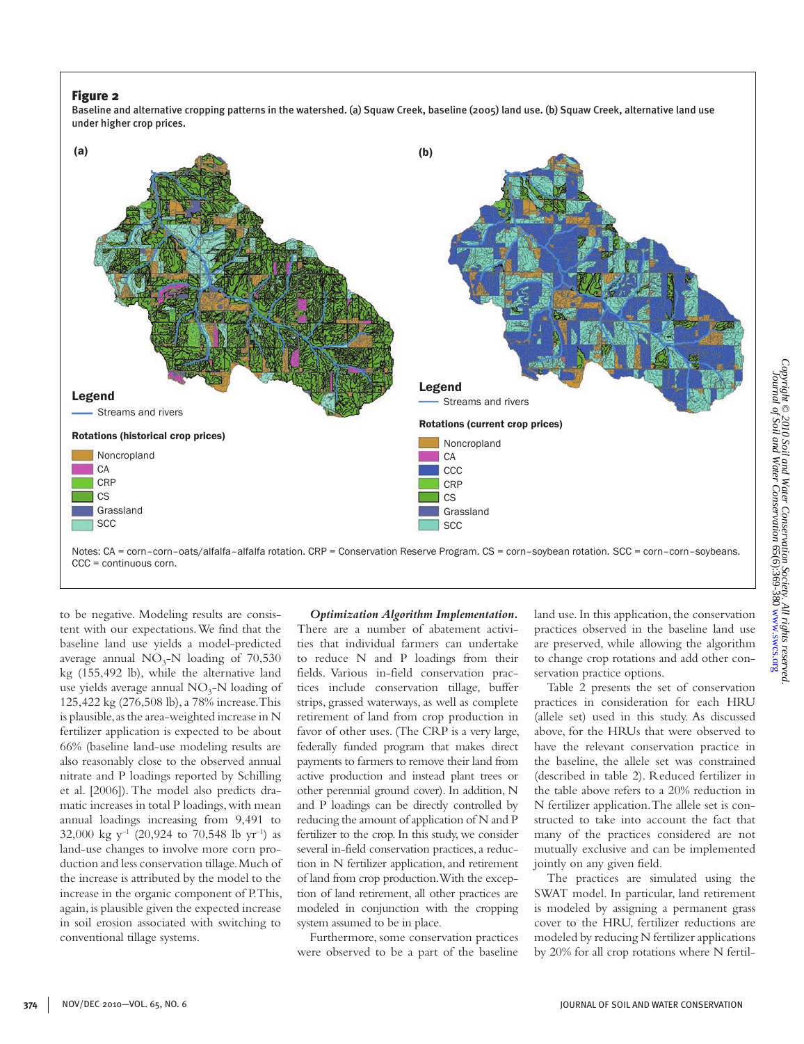**Figure 2**

Baseline and alternative cropping patterns in the watershed. (a) Squaw Creek, baseline (2005) land use. (b) Squaw Creek, alternative land use under higher crop prices.

(a)

Legend

Streams and rivers

Rotations (historical crop prices)

Noncropland
CA
CRP
CS
Grassland
SCC

(b)

Legend

Streams and rivers

Rotations (current crop prices)

Noncropland
CA
CCC
CRP
CS
Grassland
SCC

Notes: CA = corn–corn–oats/alfalfa–alfalfa rotation. CRP = Conservation Reserve Program. CS = corn–soybean rotation. SCC = corn–corn–soybeans. CCC = continuous corn.

to be negative. Modeling results are consistent with our expectations. We find that the baseline land use yields a model-predicted average annual $NO_3$-N loading of 70,530 kg (155,492 lb), while the alternative land use yields average annual $NO_3$-N loading of 125,422 kg (276,508 lb), a 78% increase. This is plausible, as the area-weighted increase in N fertilizer application is expected to be about 66% (baseline land-use modeling results are also reasonably close to the observed annual nitrate and P loadings reported by Schilling et al. [2006]). The model also predicts dramatic increases in total P loadings, with mean annual loadings increasing from 9,491 to 32,000 kg $y^{-1}$ (20,924 to 70,548 lb $yr^{-1}$) as land-use changes to involve more corn production and less conservation tillage. Much of the increase is attributed by the model to the increase in the organic component of P. This, again, is plausible given the expected increase in soil erosion associated with switching to conventional tillage systems.

***Optimization Algorithm Implementation.*** There are a number of abatement activities that individual farmers can undertake to reduce N and P loadings from their fields. Various in-field conservation practices include conservation tillage, buffer strips, grassed waterways, as well as complete retirement of land from crop production in favor of other uses. (The CRP is a very large, federally funded program that makes direct payments to farmers to remove their land from active production and instead plant trees or other perennial ground cover). In addition, N and P loadings can be directly controlled by reducing the amount of application of N and P fertilizer to the crop. In this study, we consider several in-field conservation practices, a reduction in N fertilizer application, and retirement of land from crop production. With the exception of land retirement, all other practices are modeled in conjunction with the cropping system assumed to be in place.

Furthermore, some conservation practices were observed to be a part of the baseline land use. In this application, the conservation practices observed in the baseline land use are preserved, while allowing the algorithm to change crop rotations and add other conservation practice options.

Table 2 presents the set of conservation practices in consideration for each HRU (allele set) used in this study. As discussed above, for the HRUs that were observed to have the relevant conservation practice in the baseline, the allele set was constrained (described in table 2). Reduced fertilizer in the table above refers to a 20% reduction in N fertilizer application. The allele set is constructed to take into account the fact that many of the practices considered are not mutually exclusive and can be implemented jointly on any given field.

The practices are simulated using the SWAT model. In particular, land retirement is modeled by assigning a permanent grass cover to the HRU, fertilizer reductions are modeled by reducing N fertilizer applications by 20% for all crop rotations where N fertil-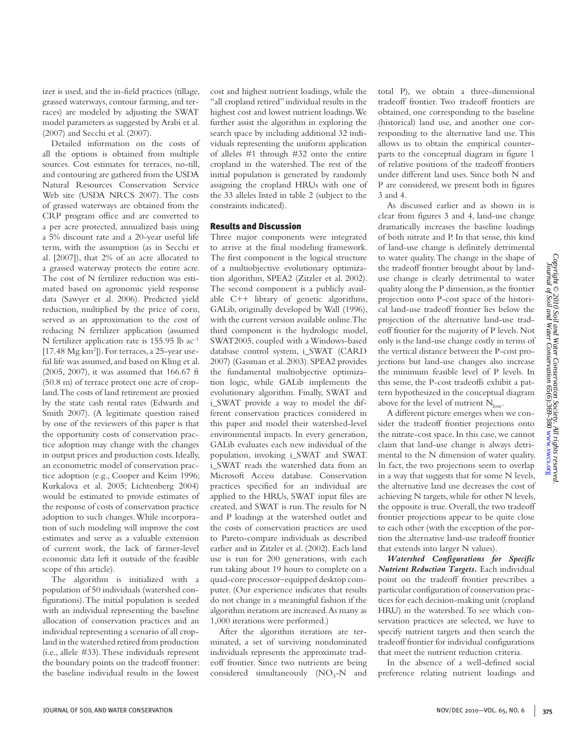izer is used, and the in-field practices (tillage, grassed waterways, contour farming, and terraces) are modeled by adjusting the SWAT model parameters as suggested by Arabi et al. (2007) and Secchi et al. (2007).

Detailed information on the costs of all the options is obtained from multiple sources. Cost estimates for terraces, no-till, and contouring are gathered from the USDA Natural Resources Conservation Service Web site (USDA NRCS 2007). The costs of grassed waterways are obtained from the CRP program office and are converted to a per acre protected, annualized basis using a 5% discount rate and a 20-year useful life term, with the assumption (as in Secchi et al. [2007]), that 2% of an acre allocated to a grassed waterway protects the entire acre. The cost of N fertilizer reduction was estimated based on agronomic yield response data (Sawyer et al. 2006). Predicted yield reduction, multiplied by the price of corn, served as an approximation to the cost of reducing N fertilizer application (assumed N fertilizer application rate is 155.95 lb $ac^{-1}$ [17.48 Mg $km^2$]). For terraces, a 25-year useful life was assumed, and based on Kling et al. (2005, 2007), it was assumed that 166.67 ft (50.8 m) of terrace protect one acre of cropland. The costs of land retirement are proxied by the state cash rental rates (Edwards and Smith 2007). (A legitimate question raised by one of the reviewers of this paper is that the opportunity costs of conservation practice adoption may change with the changes in output prices and production costs. Ideally, an econometric model of conservation practice adoption (e.g., Cooper and Keim 1996; Kurkalova et al. 2005; Lichtenberg 2004) would be estimated to provide estimates of the response of costs of conservation practice adoption to such changes. While incorporation of such modeling will improve the cost estimates and serve as a valuable extension of current work, the lack of farmer-level economic data left it outside of the feasible scope of this article).

The algorithm is initialized with a population of 50 individuals (watershed configurations). The initial population is seeded with an individual representing the baseline allocation of conservation practices and an individual representing a scenario of all cropland in the watershed retired from production (i.e., allele #33). These individuals represent the boundary points on the tradeoff frontier: the baseline individual results in the lowest cost and highest nutrient loadings, while the "all cropland retired" individual results in the highest cost and lowest nutrient loadings. We further assist the algorithm in exploring the search space by including additional 32 individuals representing the uniform application of alleles #1 through #32 onto the entire cropland in the watershed. The rest of the initial population is generated by randomly assigning the cropland HRUs with one of the 33 alleles listed in table 2 (subject to the constraints indicated).

## Results and Discussion

Three major components were integrated to arrive at the final modeling framework. The first component is the logical structure of a multiobjective evolutionary optimization algorithm, SPEA2 (Zitzler et al. 2002). The second component is a publicly available C++ library of genetic algorithms, GALib, originally developed by Wall (1996), with the current version available online. The third component is the hydrologic model, SWAT2005, coupled with a Windows-based database control system, i_SWAT (CARD 2007) (Gassman et al. 2003). SPEA2 provides the fundamental multiobjective optimization logic, while GALib implements the evolutionary algorithm. Finally, SWAT and i_SWAT provide a way to model the different conservation practices considered in this paper and model their watershed-level environmental impacts. In every generation, GALib evaluates each new individual of the population, invoking i_SWAT and SWAT. i_SWAT reads the watershed data from an Microsoft Access database. Conservation practices specified for an individual are applied to the HRUs, SWAT input files are created, and SWAT is run. The results for N and P loadings at the watershed outlet and the costs of conservation practices are used to Pareto-compare individuals as described earlier and in Zitzler et al. (2002). Each land use is run for 200 generations, with each run taking about 19 hours to complete on a quad-core processor–equipped desktop computer. (Our experience indicates that results do not change in a meaningful fashion if the algorithm iterations are increased. As many as 1,000 iterations were performed.)

After the algorithm iterations are terminated, a set of surviving nondominated individuals represents the approximate tradeoff frontier. Since two nutrients are being considered simultaneously ($NO_3$-N and total P), we obtain a three-dimensional tradeoff frontier. Two tradeoff frontiers are obtained, one corresponding to the baseline (historical) land use, and another one corresponding to the alternative land use. This allows us to obtain the empirical counterparts to the conceptual diagram in figure 1 of relative positions of the tradeoff frontiers under different land uses. Since both N and P are considered, we present both in figures 3 and 4.

As discussed earlier and as shown in is clear from figures 3 and 4, land-use change dramatically increases the baseline loadings of both nitrate and P. In that sense, this kind of land-use change is definitely detrimental to water quality. The change in the shape of the tradeoff frontier brought about by land-use change is clearly detrimental to water quality along the P dimension, as the frontier projection onto P-cost space of the historical land-use tradeoff frontier lies below the projection of the alternative land-use tradeoff frontier for the majority of P levels. Not only is the land-use change costly in terms of the vertical distance between the P-cost projections but land-use changes also increase the minimum feasible level of P levels. In this sense, the P-cost tradeoffs exhibit a pattern hypothesized in the conceptual diagram above for the level of nutrient $N_{low}$.

A different picture emerges when we consider the tradeoff frontier projections onto the nitrate-cost space. In this case, we cannot claim that land-use change is always detrimental to the N dimension of water quality. In fact, the two projections seem to overlap in a way that suggests that for some N levels, the alternative land use decreases the cost of achieving N targets, while for other N levels, the opposite is true. Overall, the two tradeoff frontier projections appear to be quite close to each other (with the exception of the portion the alternative land-use tradeoff frontier that extends into larger N values).

***Watershed Configurations for Specific Nutrient Reduction Targets.*** Each individual point on the tradeoff frontier prescribes a particular configuration of conservation practices for each decision-making unit (cropland HRU) in the watershed. To see which conservation practices are selected, we have to specify nutrient targets and then search the tradeoff frontier for individual configurations that meet the nutrient reduction criteria.

In the absence of a well-defined social preference relating nutrient loadings and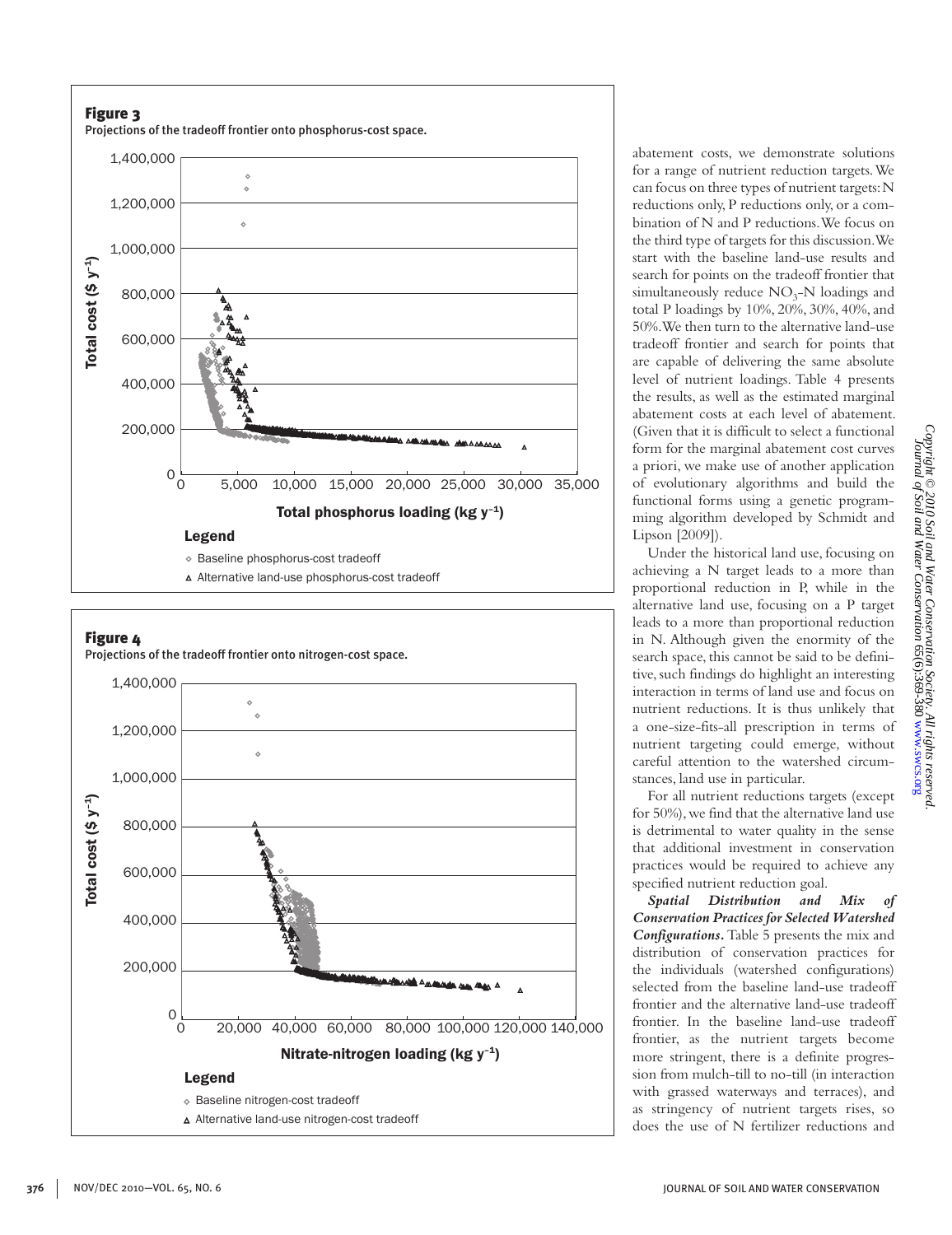**Figure 3**
Projections of the tradeoff frontier onto phosphorus-cost space.

**Figure 4**
Projections of the tradeoff frontier onto nitrogen-cost space.

abatement costs, we demonstrate solutions for a range of nutrient reduction targets. We can focus on three types of nutrient targets: N reductions only, P reductions only, or a combination of N and P reductions. We focus on the third type of targets for this discussion. We start with the baseline land-use results and search for points on the tradeoff frontier that simultaneously reduce $NO_3$-N loadings and total P loadings by 10%, 20%, 30%, 40%, and 50%. We then turn to the alternative land-use tradeoff frontier and search for points that are capable of delivering the same absolute level of nutrient loadings. Table 4 presents the results, as well as the estimated marginal abatement costs at each level of abatement. (Given that it is difficult to select a functional form for the marginal abatement cost curves a priori, we make use of another application of evolutionary algorithms and build the functional forms using a genetic programming algorithm developed by Schmidt and Lipson [2009]).

Under the historical land use, focusing on achieving a N target leads to a more than proportional reduction in P, while in the alternative land use, focusing on a P target leads to a more than proportional reduction in N. Although given the enormity of the search space, this cannot be said to be definitive, such findings do highlight an interesting interaction in terms of land use and focus on nutrient reductions. It is thus unlikely that a one-size-fits-all prescription in terms of nutrient targeting could emerge, without careful attention to the watershed circumstances, land use in particular.

For all nutrient reductions targets (except for 50%), we find that the alternative land use is detrimental to water quality in the sense that additional investment in conservation practices would be required to achieve any specified nutrient reduction goal.

***Spatial Distribution and Mix of Conservation Practices for Selected Watershed Configurations.*** Table 5 presents the mix and distribution of conservation practices for the individuals (watershed configurations) selected from the baseline land-use tradeoff frontier and the alternative land-use tradeoff frontier. In the baseline land-use tradeoff frontier, as the nutrient targets become more stringent, there is a definite progression from mulch-till to no-till (in interaction with grassed waterways and terraces), and as stringency of nutrient targets rises, so does the use of N fertilizer reductions and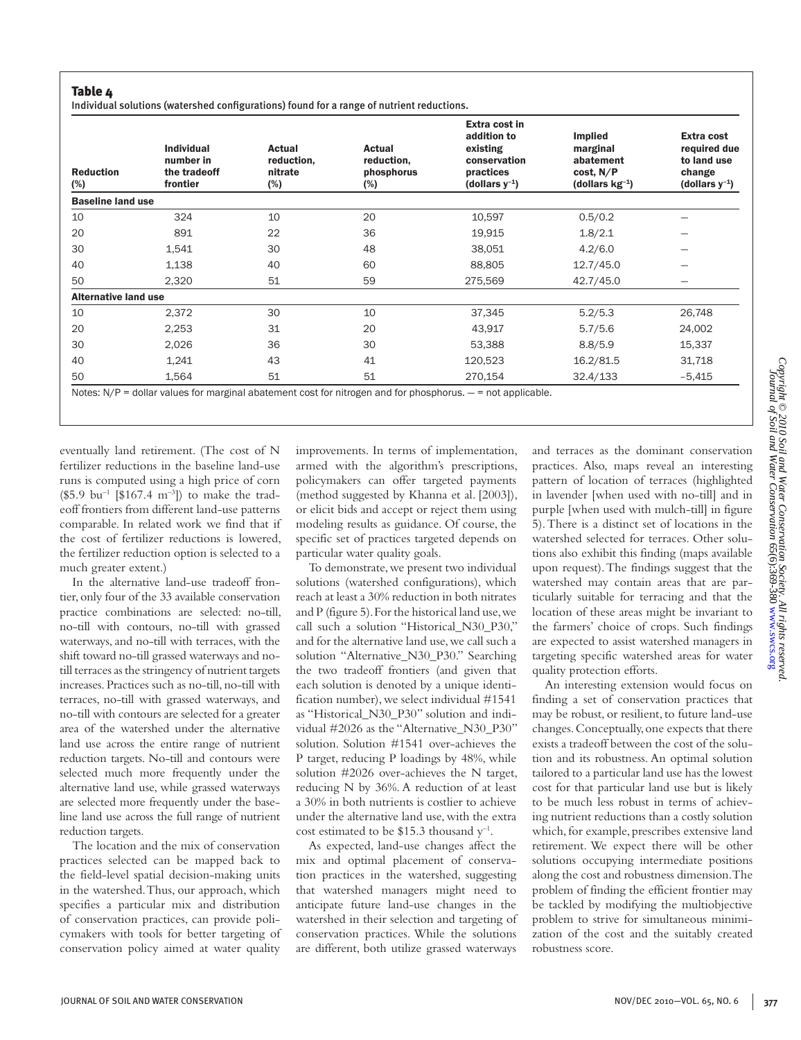**Table 4**

Individual solutions (watershed configurations) found for a range of nutrient reductions.

| Reduction (%) | Individual number in the tradeoff frontier | Actual reduction, nitrate (%) | Actual reduction, phosphorus (%) | Extra cost in addition to existing conservation practices (dollars $y^{-1}$) | Implied marginal abatement cost, N/P (dollars $kg^{-1}$) | Extra cost required due to land use change (dollars $y^{-1}$) |
|---|---|---|---|---|---|---|
| **Baseline land use** | | | | | | |
| 10 | 324 | 10 | 20 | 10,597 | 0.5/0.2 | — |
| 20 | 891 | 22 | 36 | 19,915 | 1.8/2.1 | — |
| 30 | 1,541 | 30 | 48 | 38,051 | 4.2/6.0 | — |
| 40 | 1,138 | 40 | 60 | 88,805 | 12.7/45.0 | — |
| 50 | 2,320 | 51 | 59 | 275,569 | 42.7/45.0 | — |
| **Alternative land use** | | | | | | |
| 10 | 2,372 | 30 | 10 | 37,345 | 5.2/5.3 | 26,748 |
| 20 | 2,253 | 31 | 20 | 43,917 | 5.7/5.6 | 24,002 |
| 30 | 2,026 | 36 | 30 | 53,388 | 8.8/5.9 | 15,337 |
| 40 | 1,241 | 43 | 41 | 120,523 | 16.2/81.5 | 31,718 |
| 50 | 1,564 | 51 | 51 | 270,154 | 32.4/133 | –5,415 |

Notes: N/P = dollar values for marginal abatement cost for nitrogen and for phosphorus. — = not applicable.

eventually land retirement. (The cost of N fertilizer reductions in the baseline land-use runs is computed using a high price of corn ($5.9 $bu^{-1}$ [$167.4 $m^{-3}$]) to make the tradeoff frontiers from different land-use patterns comparable. In related work we find that if the cost of fertilizer reductions is lowered, the fertilizer reduction option is selected to a much greater extent.)

In the alternative land-use tradeoff frontier, only four of the 33 available conservation practice combinations are selected: no-till, no-till with contours, no-till with grassed waterways, and no-till with terraces, with the shift toward no-till grassed waterways and no-till terraces as the stringency of nutrient targets increases. Practices such as no-till, no-till with terraces, no-till with grassed waterways, and no-till with contours are selected for a greater area of the watershed under the alternative land use across the entire range of nutrient reduction targets. No-till and contours were selected much more frequently under the alternative land use, while grassed waterways are selected more frequently under the baseline land use across the full range of nutrient reduction targets.

The location and the mix of conservation practices selected can be mapped back to the field-level spatial decision-making units in the watershed. Thus, our approach, which specifies a particular mix and distribution of conservation practices, can provide policymakers with tools for better targeting of conservation policy aimed at water quality improvements. In terms of implementation, armed with the algorithm's prescriptions, policymakers can offer targeted payments (method suggested by Khanna et al. [2003]), or elicit bids and accept or reject them using modeling results as guidance. Of course, the specific set of practices targeted depends on particular water quality goals.

To demonstrate, we present two individual solutions (watershed configurations), which reach at least a 30% reduction in both nitrates and P (figure 5). For the historical land use, we call such a solution "Historical_N30_P30," and for the alternative land use, we call such a solution "Alternative_N30_P30." Searching the two tradeoff frontiers (and given that each solution is denoted by a unique identification number), we select individual #1541 as "Historical_N30_P30" solution and individual #2026 as the "Alternative_N30_P30" solution. Solution #1541 over-achieves the P target, reducing P loadings by 48%, while solution #2026 over-achieves the N target, reducing N by 36%. A reduction of at least a 30% in both nutrients is costlier to achieve under the alternative land use, with the extra cost estimated to be $15.3 thousand $y^{-1}$.

As expected, land-use changes affect the mix and optimal placement of conservation practices in the watershed, suggesting that watershed managers might need to anticipate future land-use changes in the watershed in their selection and targeting of conservation practices. While the solutions are different, both utilize grassed waterways and terraces as the dominant conservation practices. Also, maps reveal an interesting pattern of location of terraces (highlighted in lavender [when used with no-till] and in purple [when used with mulch-till] in figure 5). There is a distinct set of locations in the watershed selected for terraces. Other solutions also exhibit this finding (maps available upon request). The findings suggest that the watershed may contain areas that are particularly suitable for terracing and that the location of these areas might be invariant to the farmers' choice of crops. Such findings are expected to assist watershed managers in targeting specific watershed areas for water quality protection efforts.

An interesting extension would focus on finding a set of conservation practices that may be robust, or resilient, to future land-use changes. Conceptually, one expects that there exists a tradeoff between the cost of the solution and its robustness. An optimal solution tailored to a particular land use has the lowest cost for that particular land use but is likely to be much less robust in terms of achieving nutrient reductions than a costly solution which, for example, prescribes extensive land retirement. We expect there will be other solutions occupying intermediate positions along the cost and robustness dimension. The problem of finding the efficient frontier may be tackled by modifying the multiobjective problem to strive for simultaneous minimization of the cost and the suitably created robustness score.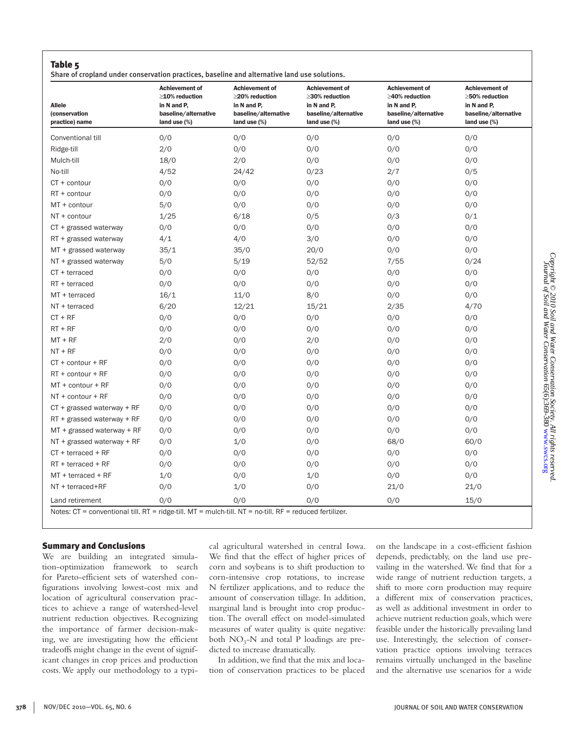## Table 5

Share of cropland under conservation practices, baseline and alternative land use solutions.

| Allele (conservation practice) name | Achievement of ≥10% reduction in N and P, baseline/alternative land use (%) | Achievement of ≥20% reduction in N and P, baseline/alternative land use (%) | Achievement of ≥30% reduction in N and P, baseline/alternative land use (%) | Achievement of ≥40% reduction in N and P, baseline/alternative land use (%) | Achievement of ≥50% reduction in N and P, baseline/alternative land use (%) |
|---|---|---|---|---|---|
| Conventional till | 0/0 | 0/0 | 0/0 | 0/0 | 0/0 |
| Ridge-till | 2/0 | 0/0 | 0/0 | 0/0 | 0/0 |
| Mulch-till | 18/0 | 2/0 | 0/0 | 0/0 | 0/0 |
| No-till | 4/52 | 24/42 | 0/23 | 2/7 | 0/5 |
| CT + contour | 0/0 | 0/0 | 0/0 | 0/0 | 0/0 |
| RT + contour | 0/0 | 0/0 | 0/0 | 0/0 | 0/0 |
| MT + contour | 5/0 | 0/0 | 0/0 | 0/0 | 0/0 |
| NT + contour | 1/25 | 6/18 | 0/5 | 0/3 | 0/1 |
| CT + grassed waterway | 0/0 | 0/0 | 0/0 | 0/0 | 0/0 |
| RT + grassed waterway | 4/1 | 4/0 | 3/0 | 0/0 | 0/0 |
| MT + grassed waterway | 35/1 | 35/0 | 20/0 | 0/0 | 0/0 |
| NT + grassed waterway | 5/0 | 5/19 | 52/52 | 7/55 | 0/24 |
| CT + terraced | 0/0 | 0/0 | 0/0 | 0/0 | 0/0 |
| RT + terraced | 0/0 | 0/0 | 0/0 | 0/0 | 0/0 |
| MT + terraced | 16/1 | 11/0 | 8/0 | 0/0 | 0/0 |
| NT + terraced | 6/20 | 12/21 | 15/21 | 2/35 | 4/70 |
| CT + RF | 0/0 | 0/0 | 0/0 | 0/0 | 0/0 |
| RT + RF | 0/0 | 0/0 | 0/0 | 0/0 | 0/0 |
| MT + RF | 2/0 | 0/0 | 2/0 | 0/0 | 0/0 |
| NT + RF | 0/0 | 0/0 | 0/0 | 0/0 | 0/0 |
| CT + contour + RF | 0/0 | 0/0 | 0/0 | 0/0 | 0/0 |
| RT + contour + RF | 0/0 | 0/0 | 0/0 | 0/0 | 0/0 |
| MT + contour + RF | 0/0 | 0/0 | 0/0 | 0/0 | 0/0 |
| NT + contour + RF | 0/0 | 0/0 | 0/0 | 0/0 | 0/0 |
| CT + grassed waterway + RF | 0/0 | 0/0 | 0/0 | 0/0 | 0/0 |
| RT + grassed waterway + RF | 0/0 | 0/0 | 0/0 | 0/0 | 0/0 |
| MT + grassed waterway + RF | 0/0 | 0/0 | 0/0 | 0/0 | 0/0 |
| NT + grassed waterway + RF | 0/0 | 1/0 | 0/0 | 68/0 | 60/0 |
| CT + terraced + RF | 0/0 | 0/0 | 0/0 | 0/0 | 0/0 |
| RT + terraced + RF | 0/0 | 0/0 | 0/0 | 0/0 | 0/0 |
| MT + terraced + RF | 1/0 | 0/0 | 1/0 | 0/0 | 0/0 |
| NT + terraced+RF | 0/0 | 1/0 | 0/0 | 21/0 | 21/0 |
| Land retirement | 0/0 | 0/0 | 0/0 | 0/0 | 15/0 |

Notes: CT = conventional till. RT = ridge-till. MT = mulch-till. NT = no-till. RF = reduced fertilizer.

## Summary and Conclusions

We are building an integrated simulation-optimization framework to search for Pareto-efficient sets of watershed configurations involving lowest-cost mix and location of agricultural conservation practices to achieve a range of watershed-level nutrient reduction objectives. Recognizing the importance of farmer decision-making, we are investigating how the efficient tradeoffs might change in the event of significant changes in crop prices and production costs. We apply our methodology to a typical agricultural watershed in central Iowa. We find that the effect of higher prices of corn and soybeans is to shift production to corn-intensive crop rotations, to increase N fertilizer applications, and to reduce the amount of conservation tillage. In addition, marginal land is brought into crop production. The overall effect on model-simulated measures of water quality is quite negative: both $NO_3$-N and total P loadings are predicted to increase dramatically.

In addition, we find that the mix and location of conservation practices to be placed on the landscape in a cost-efficient fashion depends, predictably, on the land use prevailing in the watershed. We find that for a wide range of nutrient reduction targets, a shift to more corn production may require a different mix of conservation practices, as well as additional investment in order to achieve nutrient reduction goals, which were feasible under the historically prevailing land use. Interestingly, the selection of conservation practice options involving terraces remains virtually unchanged in the baseline and the alternative use scenarios for a wide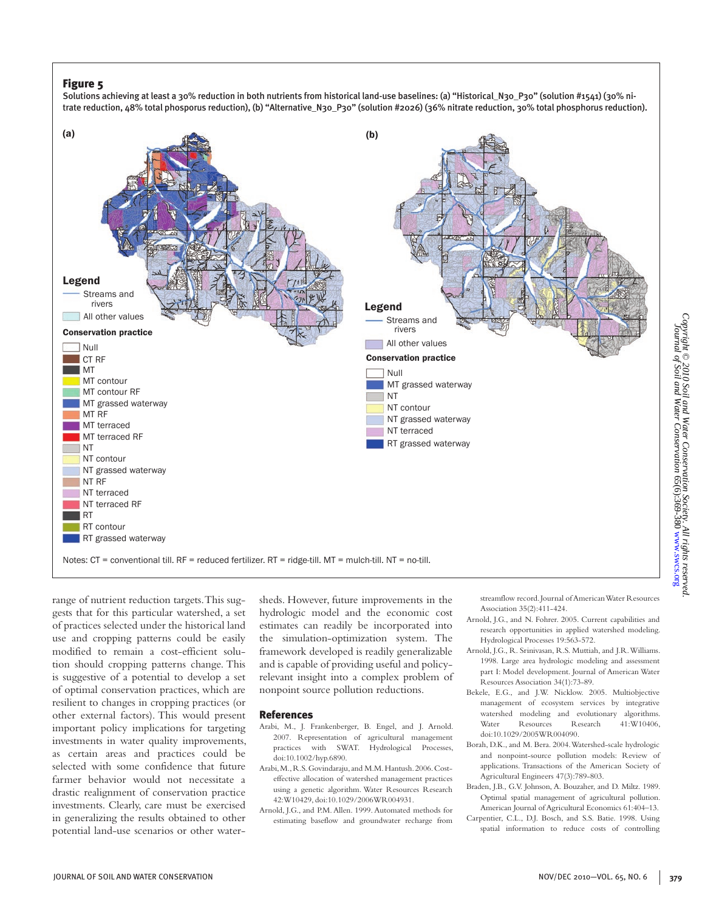**Figure 5**

Solutions achieving at least a 30% reduction in both nutrients from historical land-use baselines: (a) "Historical_N30_P30" (solution #1541) (30% nitrate reduction, 48% total phosporus reduction), (b) "Alternative_N30_P30" (solution #2026) (36% nitrate reduction, 30% total phosphorus reduction).

Notes: CT = conventional till. RF = reduced fertilizer. RT = ridge-till. MT = mulch-till. NT = no-till.

range of nutrient reduction targets. This suggests that for this particular watershed, a set of practices selected under the historical land use and cropping patterns could be easily modified to remain a cost-efficient solution should cropping patterns change. This is suggestive of a potential to develop a set of optimal conservation practices, which are resilient to changes in cropping practices (or other external factors). This would present important policy implications for targeting investments in water quality improvements, as certain areas and practices could be selected with some confidence that future farmer behavior would not necessitate a drastic realignment of conservation practice investments. Clearly, care must be exercised in generalizing the results obtained to other potential land-use scenarios or other watersheds. However, future improvements in the hydrologic model and the economic cost estimates can readily be incorporated into the simulation-optimization system. The framework developed is readily generalizable and is capable of providing useful and policy-relevant insight into a complex problem of nonpoint source pollution reductions.

## References

Arabi, M., J. Frankenberger, B. Engel, and J. Arnold. 2007. Representation of agricultural management practices with SWAT. Hydrological Processes, doi:10.1002/hyp.6890.

Arabi, M., R.S. Govindaraju, and M.M. Hantush. 2006. Cost-effective allocation of watershed management practices using a genetic algorithm. Water Resources Research 42:W10429, doi:10.1029/2006WR004931.

Arnold, J.G., and P.M. Allen. 1999. Automated methods for estimating baseflow and groundwater recharge from streamflow record. Journal of American Water Resources Association 35(2):411-424.

Arnold, J.G., and N. Fohrer. 2005. Current capabilities and research opportunities in applied watershed modeling. Hydrological Processes 19:563-572.

Arnold, J.G., R. Srinivasan, R.S. Muttiah, and J.R. Williams. 1998. Large area hydrologic modeling and assessment part I: Model development. Journal of American Water Resources Association 34(1):73-89.

Bekele, E.G., and J.W. Nicklow. 2005. Multiobjective management of ecosystem services by integrative watershed modeling and evolutionary algorithms. Water Resources Research 41:W10406, doi:10.1029/2005WR004090.

Borah, D.K., and M. Bera. 2004. Watershed-scale hydrologic and nonpoint-source pollution models: Review of applications. Transactions of the American Society of Agricultural Engineers 47(3):789-803.

Braden, J.B., G.V. Johnson, A. Bouzaher, and D. Miltz. 1989. Optimal spatial management of agricultural pollution. American Journal of Agricultural Economics 61:404-13.

Carpentier, C.L., D.J. Bosch, and S.S. Batie. 1998. Using spatial information to reduce costs of controlling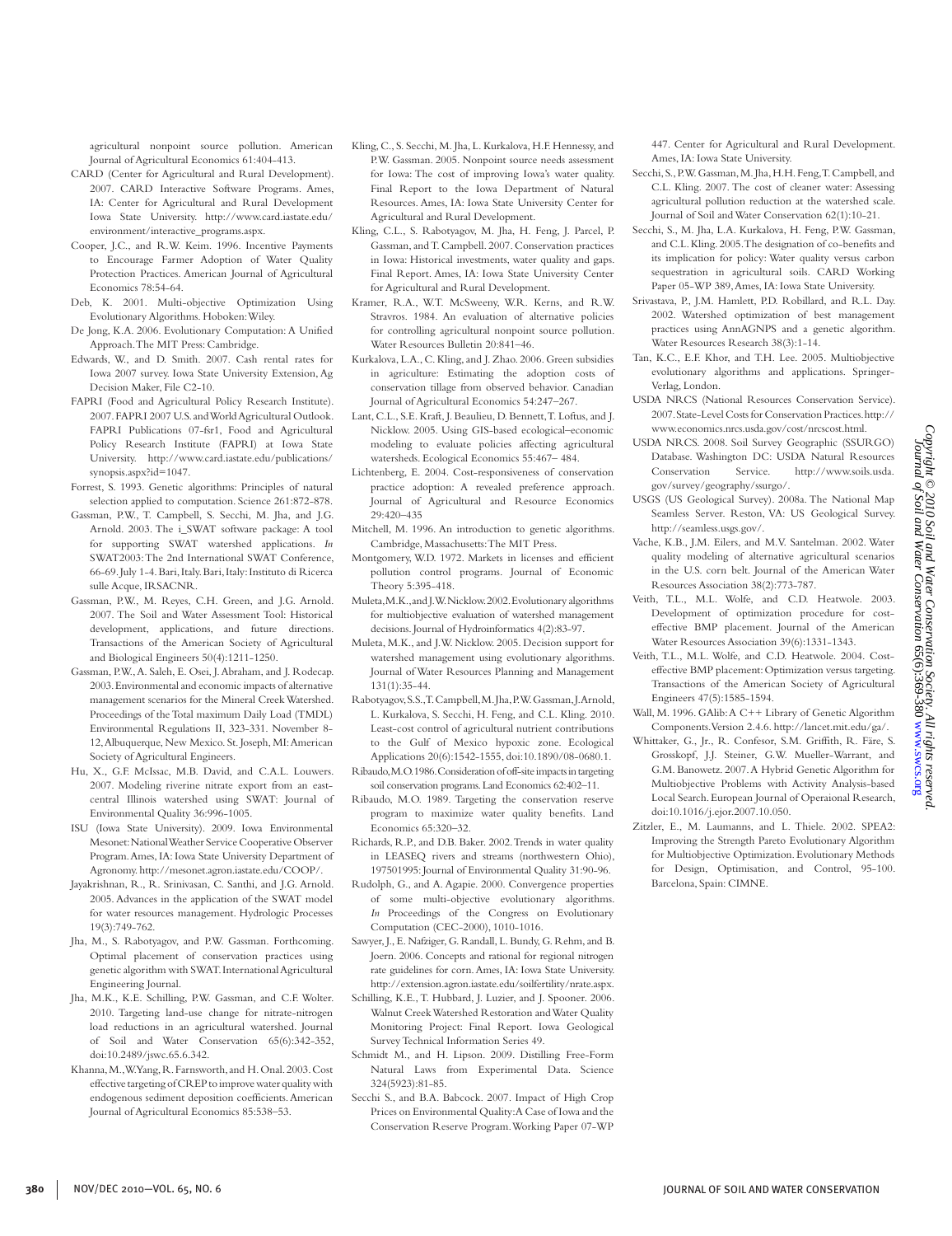agricultural nonpoint source pollution. American Journal of Agricultural Economics 61:404-413.

CARD (Center for Agricultural and Rural Development). 2007. CARD Interactive Software Programs. Ames, IA: Center for Agricultural and Rural Development Iowa State University. http://www.card.iastate.edu/environment/interactive_programs.aspx.

Cooper, J.C., and R.W. Keim. 1996. Incentive Payments to Encourage Farmer Adoption of Water Quality Protection Practices. American Journal of Agricultural Economics 78:54-64.

Deb, K. 2001. Multi-objective Optimization Using Evolutionary Algorithms. Hoboken: Wiley.

De Jong, K.A. 2006. Evolutionary Computation: A Unified Approach. The MIT Press: Cambridge.

Edwards, W., and D. Smith. 2007. Cash rental rates for Iowa 2007 survey. Iowa State University Extension, Ag Decision Maker, File C2-10.

FAPRI (Food and Agricultural Policy Research Institute). 2007. FAPRI 2007 U.S. and World Agricultural Outlook. FAPRI Publications 07-fsr1, Food and Agricultural Policy Research Institute (FAPRI) at Iowa State University. http://www.card.iastate.edu/publications/synopsis.aspx?id=1047.

Forrest, S. 1993. Genetic algorithms: Principles of natural selection applied to computation. Science 261:872-878.

Gassman, P.W., T. Campbell, S. Secchi, M. Jha, and J.G. Arnold. 2003. The i_SWAT software package: A tool for supporting SWAT watershed applications. *In* SWAT2003: The 2nd International SWAT Conference, 66-69. July 1-4. Bari, Italy. Bari, Italy: Instituto di Ricerca sulle Acque, IRSACNR.

Gassman, P.W., M. Reyes, C.H. Green, and J.G. Arnold. 2007. The Soil and Water Assessment Tool: Historical development, applications, and future directions. Transactions of the American Society of Agricultural and Biological Engineers 50(4):1211-1250.

Gassman, P.W., A. Saleh, E. Osei, J. Abraham, and J. Rodecap. 2003. Environmental and economic impacts of alternative management scenarios for the Mineral Creek Watershed. Proceedings of the Total maximum Daily Load (TMDL) Environmental Regulations II, 323-331. November 8-12, Albuquerque, New Mexico. St. Joseph, MI: American Society of Agricultural Engineers.

Hu, X., G.F. McIssac, M.B. David, and C.A.L. Louwers. 2007. Modeling riverine nitrate export from an east-central Illinois watershed using SWAT: Journal of Environmental Quality 36:996-1005.

ISU (Iowa State University). 2009. Iowa Environmental Mesonet: National Weather Service Cooperative Observer Program. Ames, IA: Iowa State University Department of Agronomy. http://mesonet.agron.iastate.edu/COOP/.

Jayakrishnan, R., R. Srinivasan, C. Santhi, and J.G. Arnold. 2005. Advances in the application of the SWAT model for water resources management. Hydrologic Processes 19(3):749-762.

Jha, M., S. Rabotyagov, and P.W. Gassman. Forthcoming. Optimal placement of conservation practices using genetic algorithm with SWAT. International Agricultural Engineering Journal.

Jha, M.K., K.E. Schilling, P.W. Gassman, and C.F. Wolter. 2010. Targeting land-use change for nitrate-nitrogen load reductions in an agricultural watershed. Journal of Soil and Water Conservation 65(6):342-352, doi:10.2489/jswc.65.6.342.

Khanna, M., W. Yang, R. Farnsworth, and H. Onal. 2003. Cost effective targeting of CREP to improve water quality with endogenous sediment deposition coefficients. American Journal of Agricultural Economics 85:538–53.

Kling, C., S. Secchi, M. Jha, L. Kurkalova, H.F. Hennessy, and P.W. Gassman. 2005. Nonpoint source needs assessment for Iowa: The cost of improving Iowa's water quality. Final Report to the Iowa Department of Natural Resources. Ames, IA: Iowa State University Center for Agricultural and Rural Development.

Kling, C.L., S. Rabotyagov, M. Jha, H. Feng, J. Parcel, P. Gassman, and T. Campbell. 2007. Conservation practices in Iowa: Historical investments, water quality and gaps. Final Report. Ames, IA: Iowa State University Center for Agricultural and Rural Development.

Kramer, R.A., W.T. McSweeny, W.R. Kerns, and R.W. Stravros. 1984. An evaluation of alternative policies for controlling agricultural nonpoint source pollution. Water Resources Bulletin 20:841–46.

Kurkalova, L.A., C. Kling, and J. Zhao. 2006. Green subsidies in agriculture: Estimating the adoption costs of conservation tillage from observed behavior. Canadian Journal of Agricultural Economics 54:247–267.

Lant, C.L., S.E. Kraft, J. Beaulieu, D. Bennett, T. Loftus, and J. Nicklow. 2005. Using GIS-based ecological–economic modeling to evaluate policies affecting agricultural watersheds. Ecological Economics 55:467– 484.

Lichtenberg, E. 2004. Cost-responsiveness of conservation practice adoption: A revealed preference approach. Journal of Agricultural and Resource Economics 29:420–435

Mitchell, M. 1996. An introduction to genetic algorithms. Cambridge, Massachusetts: The MIT Press.

Montgomery, W.D. 1972. Markets in licenses and efficient pollution control programs. Journal of Economic Theory 5:395–418.

Muleta, M.K., and J.W. Nicklow. 2002. Evolutionary algorithms for multiobjective evaluation of watershed management decisions. Journal of Hydroinformatics 4(2):83-97.

Muleta, M.K., and J.W. Nicklow. 2005. Decision support for watershed management using evolutionary algorithms. Journal of Water Resources Planning and Management 131(1):35-44.

Rabotyagov, S.S., T. Campbell, M. Jha, P.W. Gassman, J. Arnold, L. Kurkalova, S. Secchi, H. Feng, and C.L. Kling. 2010. Least-cost control of agricultural nutrient contributions to the Gulf of Mexico hypoxic zone. Ecological Applications 20(6):1542-1555, doi:10.1890/08-0680.1.

Ribaudo, M.O. 1986. Consideration of off-site impacts in targeting soil conservation programs. Land Economics 62:402–11.

Ribaudo, M.O. 1989. Targeting the conservation reserve program to maximize water quality benefits. Land Economics 65:320–32.

Richards, R.P., and D.B. Baker. 2002. Trends in water quality in LEASEQ rivers and streams (northwestern Ohio), 197501995: Journal of Environmental Quality 31:90-96.

Rudolph, G., and A. Agapie. 2000. Convergence properties of some multi-objective evolutionary algorithms. *In* Proceedings of the Congress on Evolutionary Computation (CEC-2000), 1010-1016.

Sawyer, J., E. Nafziger, G. Randall, L. Bundy, G. Rehm, and B. Joern. 2006. Concepts and rational for regional nitrogen rate guidelines for corn. Ames, IA: Iowa State University. http://extension.agron.iastate.edu/soilfertility/nrate.aspx.

Schilling, K.E., T. Hubbard, J. Luzier, and J. Spooner. 2006. Walnut Creek Watershed Restoration and Water Quality Monitoring Project: Final Report. Iowa Geological Survey Technical Information Series 49.

Schmidt M., and H. Lipson. 2009. Distilling Free-Form Natural Laws from Experimental Data. Science 324(5923):81-85.

Secchi S., and B.A. Babcock. 2007. Impact of High Crop Prices on Environmental Quality: A Case of Iowa and the Conservation Reserve Program. Working Paper 07-WP 447. Center for Agricultural and Rural Development. Ames, IA: Iowa State University.

Secchi, S., P.W. Gassman, M. Jha, H.H. Feng, T. Campbell, and C.L. Kling. 2007. The cost of cleaner water: Assessing agricultural pollution reduction at the watershed scale. Journal of Soil and Water Conservation 62(1):10-21.

Secchi, S., M. Jha, L.A. Kurkalova, H. Feng, P.W. Gassman, and C.L. Kling. 2005. The designation of co-benefits and its implication for policy: Water quality versus carbon sequestration in agricultural soils. CARD Working Paper 05-WP 389, Ames, IA: Iowa State University.

Srivastava, P., J.M. Hamlett, P.D. Robillard, and R.L. Day. 2002. Watershed optimization of best management practices using AnnAGNPS and a genetic algorithm. Water Resources Research 38(3):1-14.

Tan, K.C., E.F. Khor, and T.H. Lee. 2005. Multiobjective evolutionary algorithms and applications. Springer-Verlag, London.

USDA NRCS (National Resources Conservation Service). 2007. State-Level Costs for Conservation Practices. http://www.economics.nrcs.usda.gov/cost/nrcscost.html.

USDA NRCS. 2008. Soil Survey Geographic (SSURGO) Database. Washington DC: USDA Natural Resources Conservation Service. http://www.soils.usda.gov/survey/geography/ssurgo/.

USGS (US Geological Survey). 2008a. The National Map Seamless Server. Reston, VA: US Geological Survey. http://seamless.usgs.gov/.

Vache, K.B., J.M. Eilers, and M.V. Santelman. 2002. Water quality modeling of alternative agricultural scenarios in the U.S. corn belt. Journal of the American Water Resources Association 38(2):773-787.

Veith, T.L., M.L. Wolfe, and C.D. Heatwole. 2003. Development of optimization procedure for cost-effective BMP placement. Journal of the American Water Resources Association 39(6):1331-1343.

Veith, T.L., M.L. Wolfe, and C.D. Heatwole. 2004. Cost-effective BMP placement: Optimization versus targeting. Transactions of the American Society of Agricultural Engineers 47(5):1585-1594.

Wall, M. 1996. GAlib: A C++ Library of Genetic Algorithm Components. Version 2.4.6. http://lancet.mit.edu/ga/.

Whittaker, G., Jr., R. Confesor, S.M. Griffith, R. Färe, S. Grosskopf, J.J. Steiner, G.W. Mueller-Warrant, and G.M. Banowetz. 2007. A Hybrid Genetic Algorithm for Multiobjective Problems with Activity Analysis-based Local Search. European Journal of Operaional Research, doi:10.1016/j.ejor.2007.10.050.

Zitzler, E., M. Laumanns, and L. Thiele. 2002. SPEA2: Improving the Strength Pareto Evolutionary Algorithm for Multiobjective Optimization. Evolutionary Methods for Design, Optimisation, and Control, 95-100. Barcelona, Spain: CIMNE.